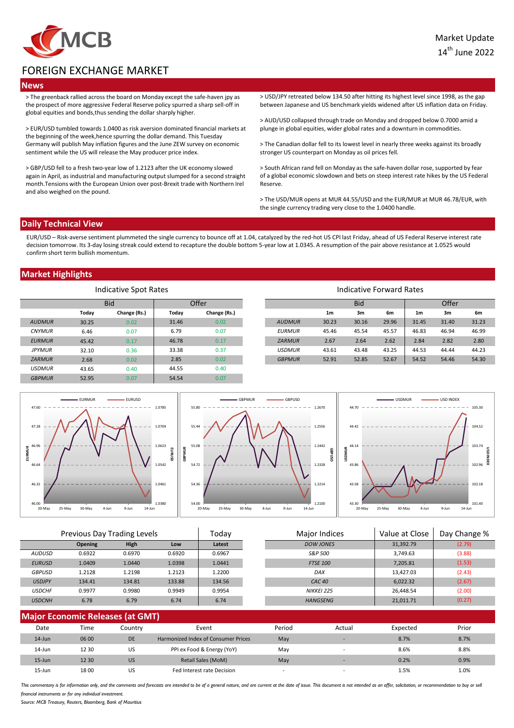Market Update
14th June 2022

# FOREIGN EXCHANGE MARKET

## News

> The greenback rallied across the board on Monday except the safe-haven jpy as the prospect of more aggressive Federal Reserve policy spurred a sharp sell-off in global equities and bonds,thus sending the dollar sharply higher.

> EUR/USD tumbled towards 1.0400 as risk aversion dominated financial markets at the beginning of the week,hence spurring the dollar demand. This Tuesday Germany will publish May inflation figures and the June ZEW survey on economic sentiment while the US will release the May producer price index.

> GBP/USD fell to a fresh two-year low of 1.2123 after the UK economy slowed again in April, as industrial and manufacturing output slumped for a second straight month.Tensions with the European Union over post-Brexit trade with Northern Irel and also weighed on the pound.

> USD/JPY retreated below 134.50 after hitting its highest level since 1998, as the gap between Japanese and US benchmark yields widened after US inflation data on Friday.

> AUD/USD collapsed through trade on Monday and dropped below 0.7000 amid a plunge in global equities, wider global rates and a downturn in commodities.

> The Canadian dollar fell to its lowest level in nearly three weeks against its broadly stronger US counterpart on Monday as oil prices fell.

> South African rand fell on Monday as the safe-haven dollar rose, supported by fear of a global economic slowdown and bets on steep interest rate hikes by the US Federal Reserve.

> The USD/MUR opens at MUR 44.55/USD and the EUR/MUR at MUR 46.78/EUR, with the single currency trading very close to the 1.0400 handle.

## Daily Technical View

EUR/USD – Risk-averse sentiment plummeted the single currency to bounce off at 1.04, catalyzed by the red-hot US CPI last Friday, ahead of US Federal Reserve interest rate decision tomorrow. Its 3-day losing streak could extend to recapture the double bottom 5-year low at 1.0345. A resumption of the pair above resistance at 1.0525 would confirm short term bullish momentum.

## Market Highlights

### Indicative Spot Rates

| | Bid | | Offer | |
|---|---|---|---|---|
| | Today | Change (Rs.) | Today | Change (Rs.) |
| AUDMUR | 30.25 | 0.02 | 31.46 | 0.02 |
| CNYMUR | 6.46 | 0.07 | 6.79 | 0.07 |
| EURMUR | 45.42 | 0.17 | 46.78 | 0.17 |
| JPYMUR | 32.10 | 0.36 | 33.38 | 0.37 |
| ZARMUR | 2.68 | 0.02 | 2.85 | 0.02 |
| USDMUR | 43.65 | 0.40 | 44.55 | 0.40 |
| GBPMUR | 52.95 | 0.07 | 54.54 | 0.07 |

### Indicative Forward Rates

| | Bid | | | Offer | | |
|---|---|---|---|---|---|---|
| | 1m | 3m | 6m | 1m | 3m | 6m |
| AUDMUR | 30.23 | 30.16 | 29.96 | 31.45 | 31.40 | 31.23 |
| EURMUR | 45.46 | 45.54 | 45.57 | 46.83 | 46.94 | 46.99 |
| ZARMUR | 2.67 | 2.64 | 2.62 | 2.84 | 2.82 | 2.80 |
| USDMUR | 43.61 | 43.48 | 43.25 | 44.53 | 44.44 | 44.23 |
| GBPMUR | 52.91 | 52.85 | 52.67 | 54.52 | 54.46 | 54.30 |

### Previous Day Trading Levels

| | Opening | High | Low | Today Latest |
|---|---|---|---|---|
| AUDUSD | 0.6922 | 0.6970 | 0.6920 | 0.6967 |
| EURUSD | 1.0409 | 1.0440 | 1.0398 | 1.0441 |
| GBPUSD | 1.2128 | 1.2198 | 1.2123 | 1.2200 |
| USDJPY | 134.41 | 134.81 | 133.88 | 134.56 |
| USDCHF | 0.9977 | 0.9980 | 0.9949 | 0.9954 |
| USDCNH | 6.78 | 6.79 | 6.74 | 6.74 |

| Major Indices | Value at Close | Day Change % |
|---|---|---|
| DOW JONES | 31,392.79 | (2.79) |
| S&P 500 | 3,749.63 | (3.88) |
| FTSE 100 | 7,205.81 | (1.53) |
| DAX | 13,427.03 | (2.43) |
| CAC 40 | 6,022.32 | (2.67) |
| NIKKEI 225 | 26,448.54 | (2.00) |
| HANGSENG | 21,011.71 | (0.27) |

## Major Economic Releases (at GMT)

| Date | Time | Country | Event | Period | Actual | Expected | Prior |
|---|---|---|---|---|---|---|---|
| 14-Jun | 06 00 | DE | Harmonized Index of Consumer Prices | May | - | 8.7% | 8.7% |
| 14-Jun | 12 30 | US | PPI ex Food & Energy (YoY) | May | - | 8.6% | 8.8% |
| 15-Jun | 12 30 | US | Retail Sales (MoM) | May | - | 0.2% | 0.9% |
| 15-Jun | 18 00 | US | Fed Interest rate Decision | - | - | 1.5% | 1.0% |

*This commentary is for information only, and the comments and forecasts are intended to be of a general nature, and are current at the date of issue. This document is not intended as an offer, solicitation, or recommendation to buy or sell financial instruments or for any individual investment.*

*Source: MCB Treasury, Reuters, Bloomberg, Bank of Mauritius*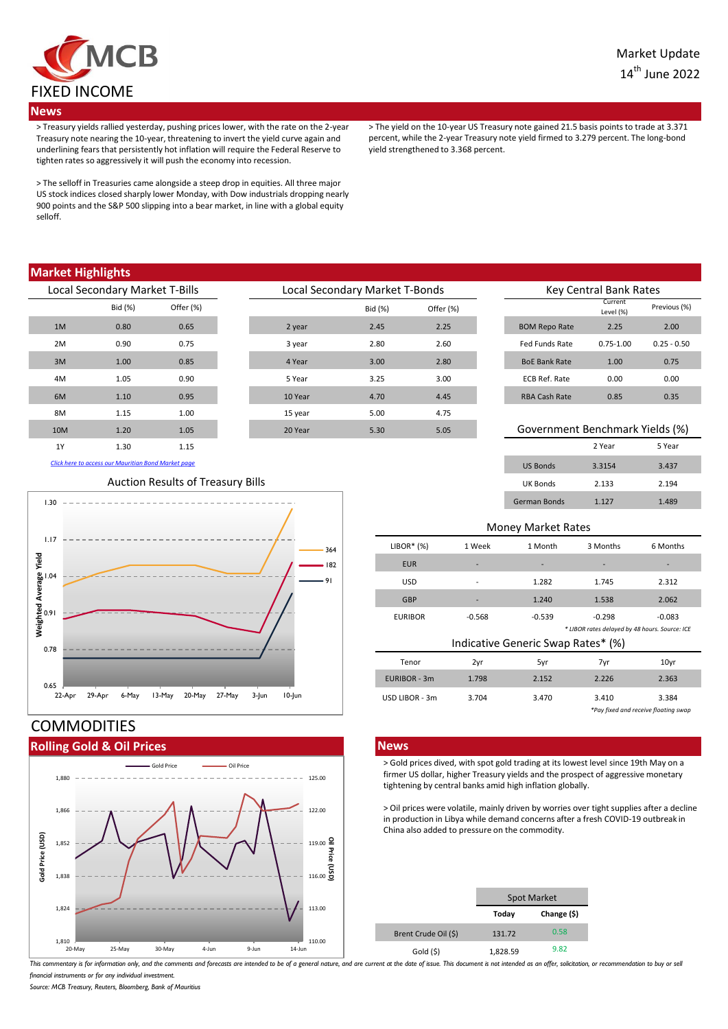# FIXED INCOME

Market Update
14th June 2022

## News

> Treasury yields rallied yesterday, pushing prices lower, with the rate on the 2-year Treasury note nearing the 10-year, threatening to invert the yield curve again and underlining fears that persistently hot inflation will require the Federal Reserve to tighten rates so aggressively it will push the economy into recession.

> The selloff in Treasuries came alongside a steep drop in equities. All three major US stock indices closed sharply lower Monday, with Dow industrials dropping nearly 900 points and the S&P 500 slipping into a bear market, in line with a global equity selloff.

> The yield on the 10-year US Treasury note gained 21.5 basis points to trade at 3.371 percent, while the 2-year Treasury note yield firmed to 3.279 percent. The long-bond yield strengthened to 3.368 percent.

## Market Highlights

### Local Secondary Market T-Bills

| | Bid (%) | Offer (%) |
|---|---|---|
| 1M | 0.80 | 0.65 |
| 2M | 0.90 | 0.75 |
| 3M | 1.00 | 0.85 |
| 4M | 1.05 | 0.90 |
| 6M | 1.10 | 0.95 |
| 8M | 1.15 | 1.00 |
| 10M | 1.20 | 1.05 |
| 1Y | 1.30 | 1.15 |

*Click here to access our Mauritian Bond Market page*

### Local Secondary Market T-Bonds

| | Bid (%) | Offer (%) |
|---|---|---|
| 2 year | 2.45 | 2.25 |
| 3 year | 2.80 | 2.60 |
| 4 Year | 3.00 | 2.80 |
| 5 Year | 3.25 | 3.00 |
| 10 Year | 4.70 | 4.45 |
| 15 year | 5.00 | 4.75 |
| 20 Year | 5.30 | 5.05 |

### Key Central Bank Rates

| | Current Level (%) | Previous (%) |
|---|---|---|
| BOM Repo Rate | 2.25 | 2.00 |
| Fed Funds Rate | 0.75-1.00 | 0.25 - 0.50 |
| BoE Bank Rate | 1.00 | 0.75 |
| ECB Ref. Rate | 0.00 | 0.00 |
| RBA Cash Rate | 0.85 | 0.35 |

### Government Benchmark Yields (%)

| | 2 Year | 5 Year |
|---|---|---|
| US Bonds | 3.3154 | 3.437 |
| UK Bonds | 2.133 | 2.194 |
| German Bonds | 1.127 | 1.489 |

### Auction Results of Treasury Bills

Weighted Average Yield
1.30
1.17
1.04
0.91
0.78
0.65
22-Apr 29-Apr 6-May 13-May 20-May 27-May 3-Jun 10-Jun
364
182
91

### Money Market Rates

| LIBOR* (%) | 1 Week | 1 Month | 3 Months | 6 Months |
|---|---|---|---|---|
| EUR | - | - | - | - |
| USD | - | 1.282 | 1.745 | 2.312 |
| GBP | - | 1.240 | 1.538 | 2.062 |
| EURIBOR | -0.568 | -0.539 | -0.298 | -0.083 |

*\* LIBOR rates delayed by 48 hours. Source: ICE*

### Indicative Generic Swap Rates* (%)

| Tenor | 2yr | 5yr | 7yr | 10yr |
|---|---|---|---|---|
| EURIBOR - 3m | 1.798 | 2.152 | 2.226 | 2.363 |
| USD LIBOR - 3m | 3.704 | 3.470 | 3.410 | 3.384 |

*\*Pay fixed and receive floating swap*

# COMMODITIES

## Rolling Gold & Oil Prices

Gold Price
Oil Price
Gold Price (USD)
1,880
1,866
1,852
1,838
1,824
1,810
Oil Price (USD)
125.00
122.00
119.00
116.00
113.00
110.00
20-May 25-May 30-May 4-Jun 9-Jun 14-Jun

## News

> Gold prices dived, with spot gold trading at its lowest level since 19th May on a firmer US dollar, higher Treasury yields and the prospect of aggressive monetary tightening by central banks amid high inflation globally.

> Oil prices were volatile, mainly driven by worries over tight supplies after a decline in production in Libya while demand concerns after a fresh COVID-19 outbreak in China also added to pressure on the commodity.

### Spot Market

| | Today | Change ($) |
|---|---|---|
| Brent Crude Oil ($) | 131.72 | 0.58 |
| Gold ($) | 1,828.59 | 9.82 |

*This commentary is for information only, and the comments and forecasts are intended to be of a general nature, and are current at the date of issue. This document is not intended as an offer, solicitation, or recommendation to buy or sell financial instruments or for any individual investment.*

*Source: MCB Treasury, Reuters, Bloomberg, Bank of Mauritius*